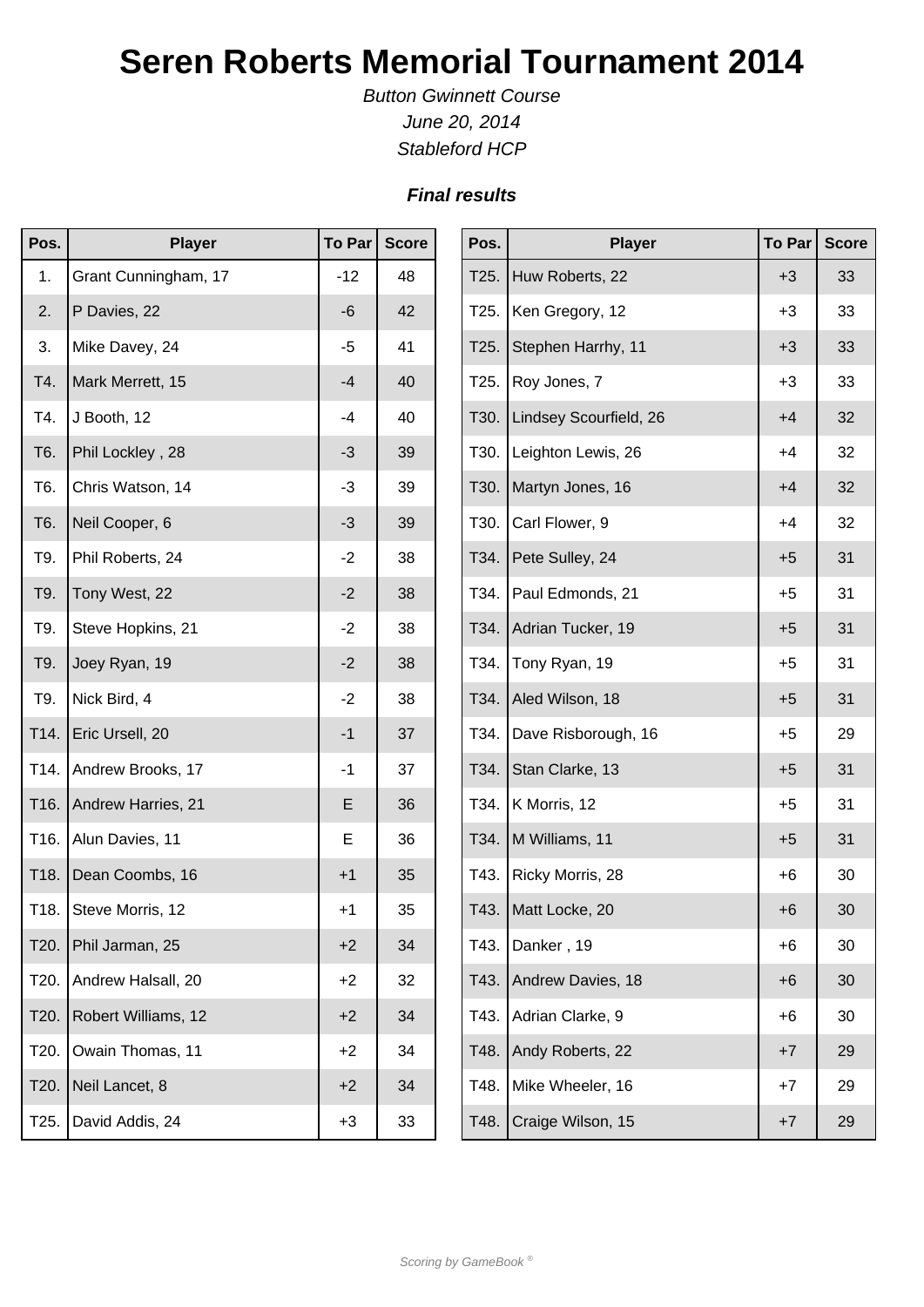# Seren Roberts Memorial Tournament 2014

*Button Gwinnett Course*
*June 20, 2014*
*Stableford HCP*

***Final results***

| Pos. | Player | To Par | Score |
|---|---|---|---|
| 1. | Grant Cunningham, 17 | -12 | 48 |
| 2. | P Davies, 22 | -6 | 42 |
| 3. | Mike Davey, 24 | -5 | 41 |
| T4. | Mark Merrett, 15 | -4 | 40 |
| T4. | J Booth, 12 | -4 | 40 |
| T6. | Phil Lockley , 28 | -3 | 39 |
| T6. | Chris Watson, 14 | -3 | 39 |
| T6. | Neil Cooper, 6 | -3 | 39 |
| T9. | Phil Roberts, 24 | -2 | 38 |
| T9. | Tony West, 22 | -2 | 38 |
| T9. | Steve Hopkins, 21 | -2 | 38 |
| T9. | Joey Ryan, 19 | -2 | 38 |
| T9. | Nick Bird, 4 | -2 | 38 |
| T14. | Eric Ursell, 20 | -1 | 37 |
| T14. | Andrew Brooks, 17 | -1 | 37 |
| T16. | Andrew Harries, 21 | E | 36 |
| T16. | Alun Davies, 11 | E | 36 |
| T18. | Dean Coombs, 16 | +1 | 35 |
| T18. | Steve Morris, 12 | +1 | 35 |
| T20. | Phil Jarman, 25 | +2 | 34 |
| T20. | Andrew Halsall, 20 | +2 | 32 |
| T20. | Robert Williams, 12 | +2 | 34 |
| T20. | Owain Thomas, 11 | +2 | 34 |
| T20. | Neil Lancet, 8 | +2 | 34 |
| T25. | David Addis, 24 | +3 | 33 |
| T25. | Huw Roberts, 22 | +3 | 33 |
| T25. | Ken Gregory, 12 | +3 | 33 |
| T25. | Stephen Harrhy, 11 | +3 | 33 |
| T25. | Roy Jones, 7 | +3 | 33 |
| T30. | Lindsey Scourfield, 26 | +4 | 32 |
| T30. | Leighton Lewis, 26 | +4 | 32 |
| T30. | Martyn Jones, 16 | +4 | 32 |
| T30. | Carl Flower, 9 | +4 | 32 |
| T34. | Pete Sulley, 24 | +5 | 31 |
| T34. | Paul Edmonds, 21 | +5 | 31 |
| T34. | Adrian Tucker, 19 | +5 | 31 |
| T34. | Tony Ryan, 19 | +5 | 31 |
| T34. | Aled Wilson, 18 | +5 | 31 |
| T34. | Dave Risborough, 16 | +5 | 29 |
| T34. | Stan Clarke, 13 | +5 | 31 |
| T34. | K Morris, 12 | +5 | 31 |
| T34. | M Williams, 11 | +5 | 31 |
| T43. | Ricky Morris, 28 | +6 | 30 |
| T43. | Matt Locke, 20 | +6 | 30 |
| T43. | Danker , 19 | +6 | 30 |
| T43. | Andrew Davies, 18 | +6 | 30 |
| T43. | Adrian Clarke, 9 | +6 | 30 |
| T48. | Andy Roberts, 22 | +7 | 29 |
| T48. | Mike Wheeler, 16 | +7 | 29 |
| T48. | Craige Wilson, 15 | +7 | 29 |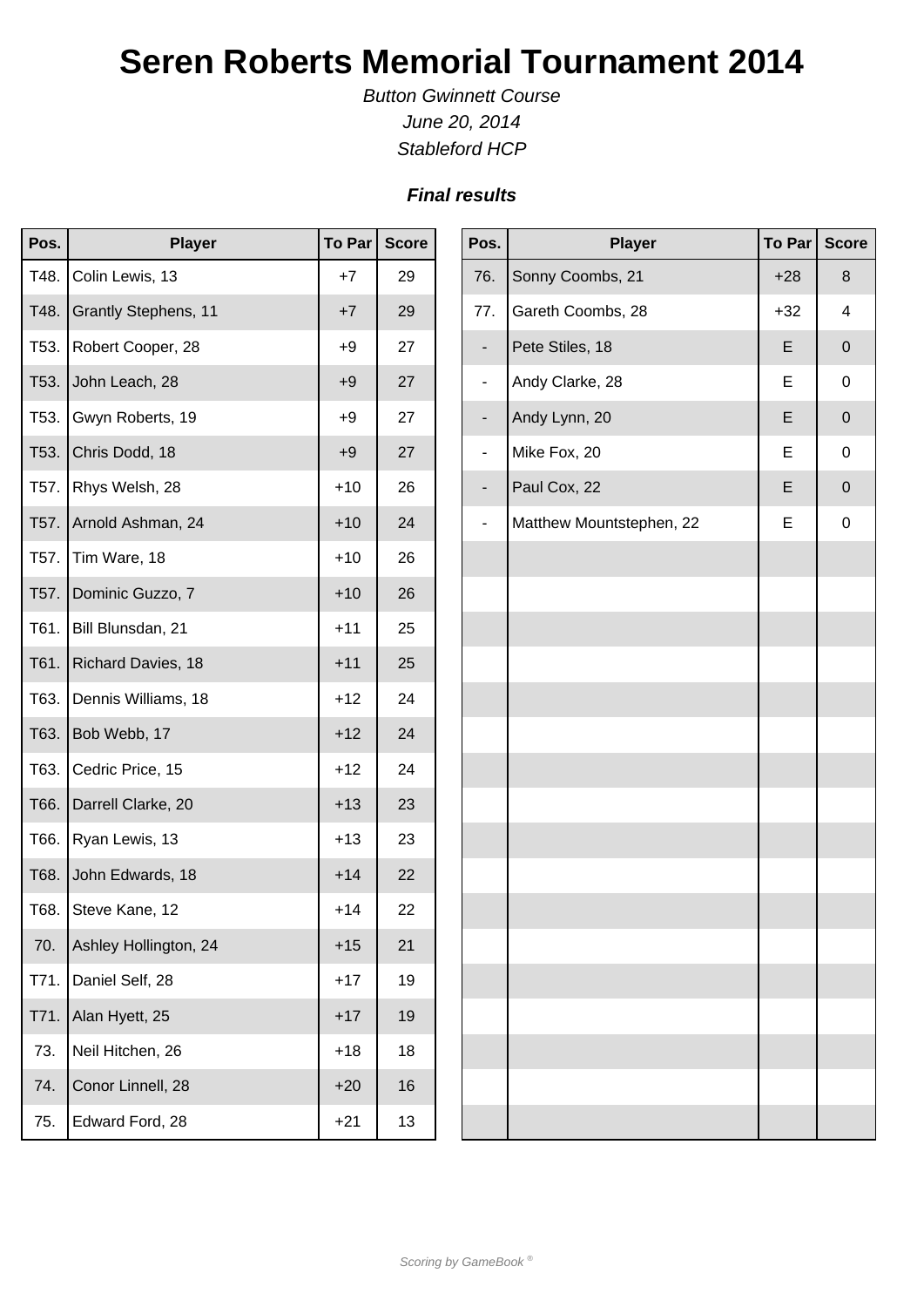# Seren Roberts Memorial Tournament 2014

*Button Gwinnett Course*
*June 20, 2014*
*Stableford HCP*

***Final results***

| Pos. | Player | To Par | Score |
|---|---|---|---|
| T48. | Colin Lewis, 13 | +7 | 29 |
| T48. | Grantly Stephens, 11 | +7 | 29 |
| T53. | Robert Cooper, 28 | +9 | 27 |
| T53. | John Leach, 28 | +9 | 27 |
| T53. | Gwyn Roberts, 19 | +9 | 27 |
| T53. | Chris Dodd, 18 | +9 | 27 |
| T57. | Rhys Welsh, 28 | +10 | 26 |
| T57. | Arnold Ashman, 24 | +10 | 24 |
| T57. | Tim Ware, 18 | +10 | 26 |
| T57. | Dominic Guzzo, 7 | +10 | 26 |
| T61. | Bill Blunsdan, 21 | +11 | 25 |
| T61. | Richard Davies, 18 | +11 | 25 |
| T63. | Dennis Williams, 18 | +12 | 24 |
| T63. | Bob Webb, 17 | +12 | 24 |
| T63. | Cedric Price, 15 | +12 | 24 |
| T66. | Darrell Clarke, 20 | +13 | 23 |
| T66. | Ryan Lewis, 13 | +13 | 23 |
| T68. | John Edwards, 18 | +14 | 22 |
| T68. | Steve Kane, 12 | +14 | 22 |
| 70. | Ashley Hollington, 24 | +15 | 21 |
| T71. | Daniel Self, 28 | +17 | 19 |
| T71. | Alan Hyett, 25 | +17 | 19 |
| 73. | Neil Hitchen, 26 | +18 | 18 |
| 74. | Conor Linnell, 28 | +20 | 16 |
| 75. | Edward Ford, 28 | +21 | 13 |
| 76. | Sonny Coombs, 21 | +28 | 8 |
| 77. | Gareth Coombs, 28 | +32 | 4 |
| - | Pete Stiles, 18 | E | 0 |
| - | Andy Clarke, 28 | E | 0 |
| - | Andy Lynn, 20 | E | 0 |
| - | Mike Fox, 20 | E | 0 |
| - | Paul Cox, 22 | E | 0 |
| - | Matthew Mountstephen, 22 | E | 0 |

*Scoring by GameBook ®*